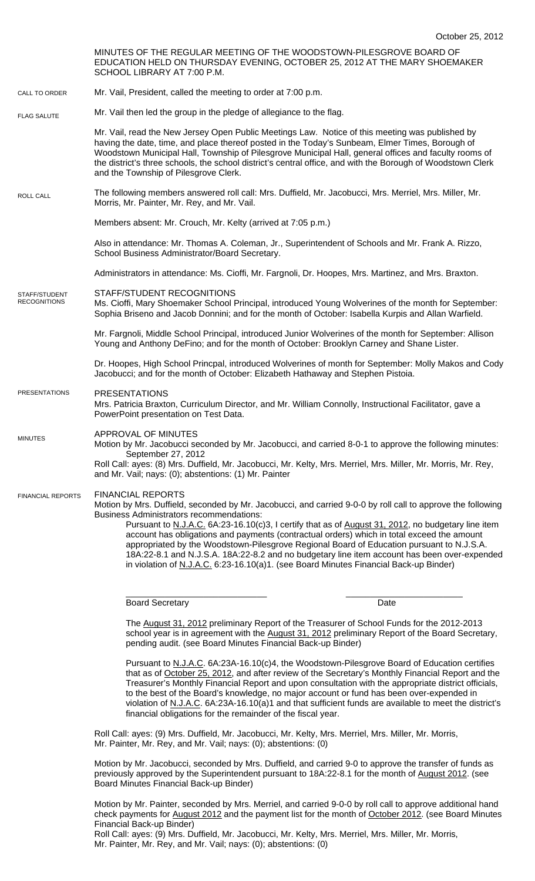October 25, 2012

MINUTES OF THE REGULAR MEETING OF THE WOODSTOWN-PILESGROVE BOARD OF EDUCATION HELD ON THURSDAY EVENING, OCTOBER 25, 2012 AT THE MARY SHOEMAKER SCHOOL LIBRARY AT 7:00 P.M.

CALL TO ORDER

Mr. Vail, President, called the meeting to order at 7:00 p.m.

FLAG SALUTE

Mr. Vail then led the group in the pledge of allegiance to the flag.

Mr. Vail, read the New Jersey Open Public Meetings Law. Notice of this meeting was published by having the date, time, and place thereof posted in the Today's Sunbeam, Elmer Times, Borough of Woodstown Municipal Hall, Township of Pilesgrove Municipal Hall, general offices and faculty rooms of the district's three schools, the school district's central office, and with the Borough of Woodstown Clerk and the Township of Pilesgrove Clerk.

ROLL CALL

The following members answered roll call: Mrs. Duffield, Mr. Jacobucci, Mrs. Merriel, Mrs. Miller, Mr. Morris, Mr. Painter, Mr. Rey, and Mr. Vail.

Members absent: Mr. Crouch, Mr. Kelty (arrived at 7:05 p.m.)

Also in attendance: Mr. Thomas A. Coleman, Jr., Superintendent of Schools and Mr. Frank A. Rizzo, School Business Administrator/Board Secretary.

Administrators in attendance: Ms. Cioffi, Mr. Fargnoli, Dr. Hoopes, Mrs. Martinez, and Mrs. Braxton.

STAFF/STUDENT RECOGNITIONS

STAFF/STUDENT RECOGNITIONS

Ms. Cioffi, Mary Shoemaker School Principal, introduced Young Wolverines of the month for September: Sophia Briseno and Jacob Donnini; and for the month of October: Isabella Kurpis and Allan Warfield.

Mr. Fargnoli, Middle School Principal, introduced Junior Wolverines of the month for September: Allison Young and Anthony DeFino; and for the month of October: Brooklyn Carney and Shane Lister.

Dr. Hoopes, High School Princpal, introduced Wolverines of month for September: Molly Makos and Cody Jacobucci; and for the month of October: Elizabeth Hathaway and Stephen Pistoia.

PRESENTATIONS

PRESENTATIONS

Mrs. Patricia Braxton, Curriculum Director, and Mr. William Connolly, Instructional Facilitator, gave a PowerPoint presentation on Test Data.

MINUTES

APPROVAL OF MINUTES

Motion by Mr. Jacobucci seconded by Mr. Jacobucci, and carried 8-0-1 to approve the following minutes:
September 27, 2012

Roll Call: ayes: (8) Mrs. Duffield, Mr. Jacobucci, Mr. Kelty, Mrs. Merriel, Mrs. Miller, Mr. Morris, Mr. Rey, and Mr. Vail; nays: (0); abstentions: (1) Mr. Painter

FINANCIAL REPORTS

FINANCIAL REPORTS

Motion by Mrs. Duffield, seconded by Mr. Jacobucci, and carried 9-0-0 by roll call to approve the following Business Administrators recommendations:

Pursuant to N.J.A.C. 6A:23-16.10(c)3, I certify that as of August 31, 2012, no budgetary line item account has obligations and payments (contractual orders) which in total exceed the amount appropriated by the Woodstown-Pilesgrove Regional Board of Education pursuant to N.J.S.A. 18A:22-8.1 and N.J.S.A. 18A:22-8.2 and no budgetary line item account has been over-expended in violation of N.J.A.C. 6:23-16.10(a)1. (see Board Minutes Financial Back-up Binder)

Board Secretary                                        Date

The August 31, 2012 preliminary Report of the Treasurer of School Funds for the 2012-2013 school year is in agreement with the August 31, 2012 preliminary Report of the Board Secretary, pending audit. (see Board Minutes Financial Back-up Binder)

Pursuant to N.J.A.C. 6A:23A-16.10(c)4, the Woodstown-Pilesgrove Board of Education certifies that as of October 25, 2012, and after review of the Secretary's Monthly Financial Report and the Treasurer's Monthly Financial Report and upon consultation with the appropriate district officials, to the best of the Board's knowledge, no major account or fund has been over-expended in violation of N.J.A.C. 6A:23A-16.10(a)1 and that sufficient funds are available to meet the district's financial obligations for the remainder of the fiscal year.

Roll Call: ayes: (9) Mrs. Duffield, Mr. Jacobucci, Mr. Kelty, Mrs. Merriel, Mrs. Miller, Mr. Morris, Mr. Painter, Mr. Rey, and Mr. Vail; nays: (0); abstentions: (0)

Motion by Mr. Jacobucci, seconded by Mrs. Duffield, and carried 9-0 to approve the transfer of funds as previously approved by the Superintendent pursuant to 18A:22-8.1 for the month of August 2012. (see Board Minutes Financial Back-up Binder)

Motion by Mr. Painter, seconded by Mrs. Merriel, and carried 9-0-0 by roll call to approve additional hand check payments for August 2012 and the payment list for the month of October 2012. (see Board Minutes Financial Back-up Binder)

Roll Call: ayes: (9) Mrs. Duffield, Mr. Jacobucci, Mr. Kelty, Mrs. Merriel, Mrs. Miller, Mr. Morris, Mr. Painter, Mr. Rey, and Mr. Vail; nays: (0); abstentions: (0)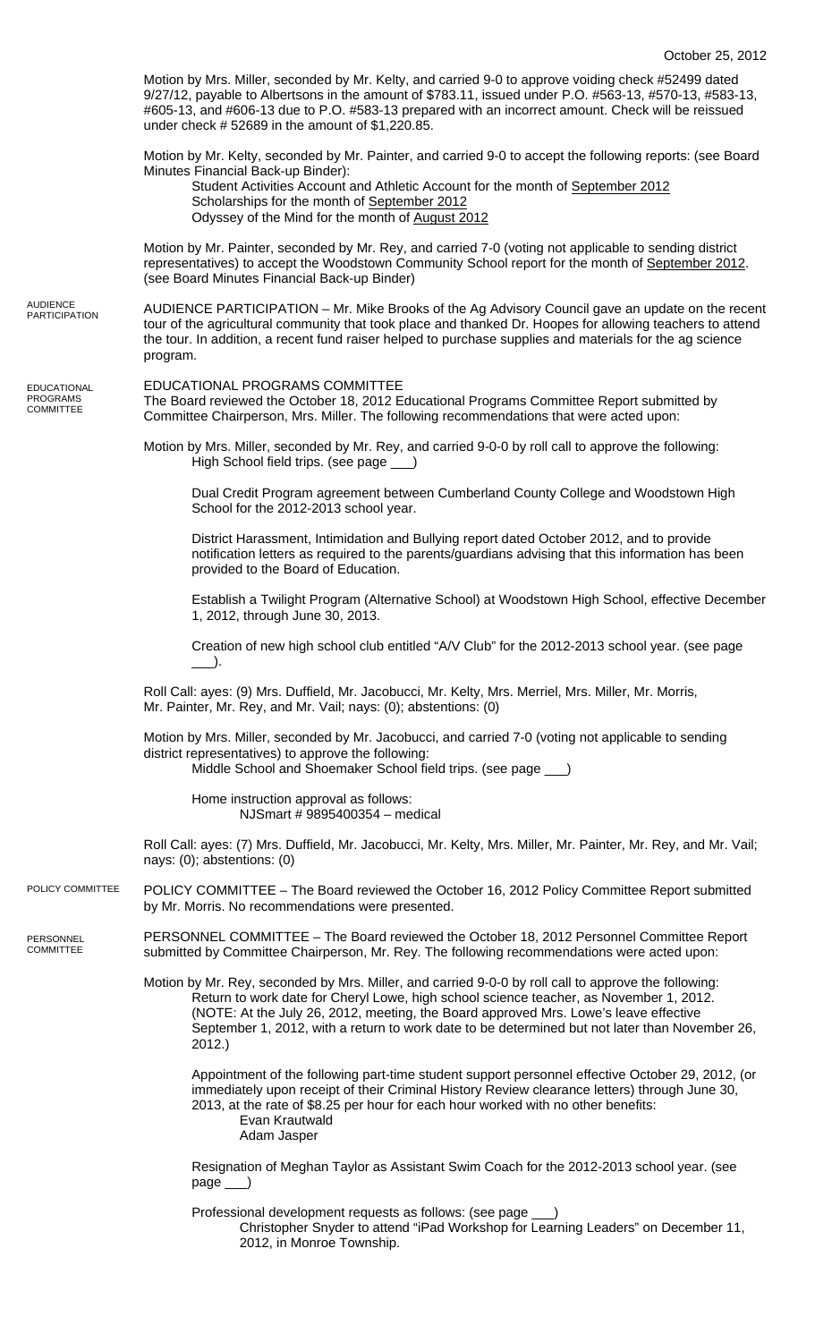Motion by Mrs. Miller, seconded by Mr. Kelty, and carried 9-0 to approve voiding check #52499 dated 9/27/12, payable to Albertsons in the amount of $783.11, issued under P.O. #563-13, #570-13, #583-13, #605-13, and #606-13 due to P.O. #583-13 prepared with an incorrect amount. Check will be reissued under check # 52689 in the amount of $1,220.85.

Motion by Mr. Kelty, seconded by Mr. Painter, and carried 9-0 to accept the following reports: (see Board Minutes Financial Back-up Binder):

Student Activities Account and Athletic Account for the month of September 2012
Scholarships for the month of September 2012
Odyssey of the Mind for the month of August 2012

Motion by Mr. Painter, seconded by Mr. Rey, and carried 7-0 (voting not applicable to sending district representatives) to accept the Woodstown Community School report for the month of September 2012. (see Board Minutes Financial Back-up Binder)

AUDIENCE PARTICIPATION

AUDIENCE PARTICIPATION – Mr. Mike Brooks of the Ag Advisory Council gave an update on the recent tour of the agricultural community that took place and thanked Dr. Hoopes for allowing teachers to attend the tour. In addition, a recent fund raiser helped to purchase supplies and materials for the ag science program.

EDUCATIONAL PROGRAMS COMMITTEE

EDUCATIONAL PROGRAMS COMMITTEE
The Board reviewed the October 18, 2012 Educational Programs Committee Report submitted by Committee Chairperson, Mrs. Miller. The following recommendations that were acted upon:

Motion by Mrs. Miller, seconded by Mr. Rey, and carried 9-0-0 by roll call to approve the following:
High School field trips. (see page ___)

Dual Credit Program agreement between Cumberland County College and Woodstown High School for the 2012-2013 school year.

District Harassment, Intimidation and Bullying report dated October 2012, and to provide notification letters as required to the parents/guardians advising that this information has been provided to the Board of Education.

Establish a Twilight Program (Alternative School) at Woodstown High School, effective December 1, 2012, through June 30, 2013.

Creation of new high school club entitled "A/V Club" for the 2012-2013 school year. (see page ___).

Roll Call: ayes: (9) Mrs. Duffield, Mr. Jacobucci, Mr. Kelty, Mrs. Merriel, Mrs. Miller, Mr. Morris, Mr. Painter, Mr. Rey, and Mr. Vail; nays: (0); abstentions: (0)

Motion by Mrs. Miller, seconded by Mr. Jacobucci, and carried 7-0 (voting not applicable to sending district representatives) to approve the following:
Middle School and Shoemaker School field trips. (see page ___)

Home instruction approval as follows:
NJSmart # 9895400354 – medical

Roll Call: ayes: (7) Mrs. Duffield, Mr. Jacobucci, Mr. Kelty, Mrs. Miller, Mr. Painter, Mr. Rey, and Mr. Vail; nays: (0); abstentions: (0)

POLICY COMMITTEE

POLICY COMMITTEE – The Board reviewed the October 16, 2012 Policy Committee Report submitted by Mr. Morris. No recommendations were presented.

PERSONNEL COMMITTEE

PERSONNEL COMMITTEE – The Board reviewed the October 18, 2012 Personnel Committee Report submitted by Committee Chairperson, Mr. Rey. The following recommendations were acted upon:

Motion by Mr. Rey, seconded by Mrs. Miller, and carried 9-0-0 by roll call to approve the following:
Return to work date for Cheryl Lowe, high school science teacher, as November 1, 2012. (NOTE: At the July 26, 2012, meeting, the Board approved Mrs. Lowe's leave effective September 1, 2012, with a return to work date to be determined but not later than November 26, 2012.)

Appointment of the following part-time student support personnel effective October 29, 2012, (or immediately upon receipt of their Criminal History Review clearance letters) through June 30, 2013, at the rate of $8.25 per hour for each hour worked with no other benefits:
Evan Krautwald
Adam Jasper

Resignation of Meghan Taylor as Assistant Swim Coach for the 2012-2013 school year. (see page ___)

Professional development requests as follows: (see page ___)
Christopher Snyder to attend "iPad Workshop for Learning Leaders" on December 11, 2012, in Monroe Township.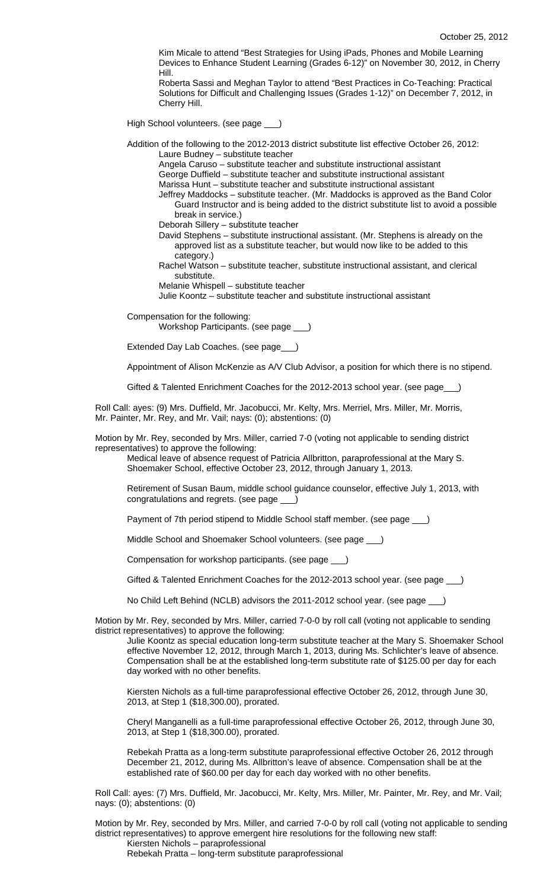Kim Micale to attend "Best Strategies for Using iPads, Phones and Mobile Learning Devices to Enhance Student Learning (Grades 6-12)" on November 30, 2012, in Cherry Hill.

Roberta Sassi and Meghan Taylor to attend "Best Practices in Co-Teaching: Practical Solutions for Difficult and Challenging Issues (Grades 1-12)" on December 7, 2012, in Cherry Hill.

High School volunteers. (see page ___)

Addition of the following to the 2012-2013 district substitute list effective October 26, 2012:

- Laure Budney – substitute teacher
- Angela Caruso – substitute teacher and substitute instructional assistant
- George Duffield – substitute teacher and substitute instructional assistant
- Marissa Hunt – substitute teacher and substitute instructional assistant
- Jeffrey Maddocks – substitute teacher. (Mr. Maddocks is approved as the Band Color Guard Instructor and is being added to the district substitute list to avoid a possible break in service.)
- Deborah Sillery – substitute teacher
- David Stephens – substitute instructional assistant. (Mr. Stephens is already on the approved list as a substitute teacher, but would now like to be added to this category.)
- Rachel Watson – substitute teacher, substitute instructional assistant, and clerical substitute.
- Melanie Whispell – substitute teacher
- Julie Koontz – substitute teacher and substitute instructional assistant

Compensation for the following:

Workshop Participants. (see page ___)

Extended Day Lab Coaches. (see page___)

Appointment of Alison McKenzie as A/V Club Advisor, a position for which there is no stipend.

Gifted & Talented Enrichment Coaches for the 2012-2013 school year. (see page___)

Roll Call: ayes: (9) Mrs. Duffield, Mr. Jacobucci, Mr. Kelty, Mrs. Merriel, Mrs. Miller, Mr. Morris, Mr. Painter, Mr. Rey, and Mr. Vail; nays: (0); abstentions: (0)

Motion by Mr. Rey, seconded by Mrs. Miller, carried 7-0 (voting not applicable to sending district representatives) to approve the following:

Medical leave of absence request of Patricia Allbritton, paraprofessional at the Mary S. Shoemaker School, effective October 23, 2012, through January 1, 2013.

Retirement of Susan Baum, middle school guidance counselor, effective July 1, 2013, with congratulations and regrets. (see page ___)

Payment of 7th period stipend to Middle School staff member. (see page ___)

Middle School and Shoemaker School volunteers. (see page ___)

Compensation for workshop participants. (see page ___)

Gifted & Talented Enrichment Coaches for the 2012-2013 school year. (see page ___)

No Child Left Behind (NCLB) advisors the 2011-2012 school year. (see page ___)

Motion by Mr. Rey, seconded by Mrs. Miller, carried 7-0-0 by roll call (voting not applicable to sending district representatives) to approve the following:

Julie Koontz as special education long-term substitute teacher at the Mary S. Shoemaker School effective November 12, 2012, through March 1, 2013, during Ms. Schlichter's leave of absence. Compensation shall be at the established long-term substitute rate of $125.00 per day for each day worked with no other benefits.

Kiersten Nichols as a full-time paraprofessional effective October 26, 2012, through June 30, 2013, at Step 1 ($18,300.00), prorated.

Cheryl Manganelli as a full-time paraprofessional effective October 26, 2012, through June 30, 2013, at Step 1 ($18,300.00), prorated.

Rebekah Pratta as a long-term substitute paraprofessional effective October 26, 2012 through December 21, 2012, during Ms. Allbritton's leave of absence. Compensation shall be at the established rate of $60.00 per day for each day worked with no other benefits.

Roll Call: ayes: (7) Mrs. Duffield, Mr. Jacobucci, Mr. Kelty, Mrs. Miller, Mr. Painter, Mr. Rey, and Mr. Vail; nays: (0); abstentions: (0)

Motion by Mr. Rey, seconded by Mrs. Miller, and carried 7-0-0 by roll call (voting not applicable to sending district representatives) to approve emergent hire resolutions for the following new staff:

- Kiersten Nichols – paraprofessional
- Rebekah Pratta – long-term substitute paraprofessional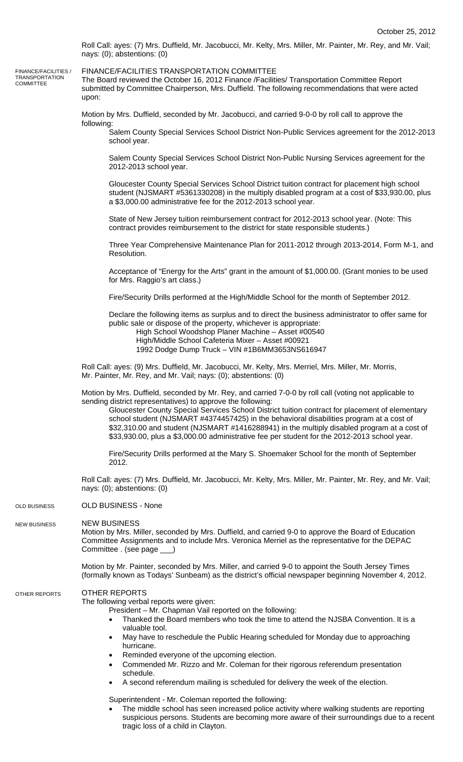Roll Call: ayes: (7) Mrs. Duffield, Mr. Jacobucci, Mr. Kelty, Mrs. Miller, Mr. Painter, Mr. Rey, and Mr. Vail; nays: (0); abstentions: (0)

FINANCE/FACILITIES / TRANSPORTATION COMMITTEE

## FINANCE/FACILITIES TRANSPORTATION COMMITTEE

The Board reviewed the October 16, 2012 Finance /Facilities/ Transportation Committee Report submitted by Committee Chairperson, Mrs. Duffield. The following recommendations that were acted upon:

Motion by Mrs. Duffield, seconded by Mr. Jacobucci, and carried 9-0-0 by roll call to approve the following:

Salem County Special Services School District Non-Public Services agreement for the 2012-2013 school year.

Salem County Special Services School District Non-Public Nursing Services agreement for the 2012-2013 school year.

Gloucester County Special Services School District tuition contract for placement high school student (NJSMART #5361330208) in the multiply disabled program at a cost of $33,930.00, plus a $3,000.00 administrative fee for the 2012-2013 school year.

State of New Jersey tuition reimbursement contract for 2012-2013 school year. (Note: This contract provides reimbursement to the district for state responsible students.)

Three Year Comprehensive Maintenance Plan for 2011-2012 through 2013-2014, Form M-1, and Resolution.

Acceptance of "Energy for the Arts" grant in the amount of $1,000.00. (Grant monies to be used for Mrs. Raggio's art class.)

Fire/Security Drills performed at the High/Middle School for the month of September 2012.

Declare the following items as surplus and to direct the business administrator to offer same for public sale or dispose of the property, whichever is appropriate:

- High School Woodshop Planer Machine – Asset #00540
- High/Middle School Cafeteria Mixer – Asset #00921
- 1992 Dodge Dump Truck – VIN #1B6MM3653NS616947

Roll Call: ayes: (9) Mrs. Duffield, Mr. Jacobucci, Mr. Kelty, Mrs. Merriel, Mrs. Miller, Mr. Morris, Mr. Painter, Mr. Rey, and Mr. Vail; nays: (0); abstentions: (0)

Motion by Mrs. Duffield, seconded by Mr. Rey, and carried 7-0-0 by roll call (voting not applicable to sending district representatives) to approve the following:

Gloucester County Special Services School District tuition contract for placement of elementary school student (NJSMART #4374457425) in the behavioral disabilities program at a cost of $32,310.00 and student (NJSMART #1416288941) in the multiply disabled program at a cost of $33,930.00, plus a $3,000.00 administrative fee per student for the 2012-2013 school year.

Fire/Security Drills performed at the Mary S. Shoemaker School for the month of September 2012.

Roll Call: ayes: (7) Mrs. Duffield, Mr. Jacobucci, Mr. Kelty, Mrs. Miller, Mr. Painter, Mr. Rey, and Mr. Vail; nays: (0); abstentions: (0)

OLD BUSINESS

## OLD BUSINESS - None

NEW BUSINESS

## NEW BUSINESS

Motion by Mrs. Miller, seconded by Mrs. Duffield, and carried 9-0 to approve the Board of Education Committee Assignments and to include Mrs. Veronica Merriel as the representative for the DEPAC Committee . (see page ___)

Motion by Mr. Painter, seconded by Mrs. Miller, and carried 9-0 to appoint the South Jersey Times (formally known as Todays' Sunbeam) as the district's official newspaper beginning November 4, 2012.

OTHER REPORTS

## OTHER REPORTS

The following verbal reports were given:

President – Mr. Chapman Vail reported on the following:

- Thanked the Board members who took the time to attend the NJSBA Convention. It is a valuable tool.
- May have to reschedule the Public Hearing scheduled for Monday due to approaching hurricane.
- Reminded everyone of the upcoming election.
- Commended Mr. Rizzo and Mr. Coleman for their rigorous referendum presentation schedule.
- A second referendum mailing is scheduled for delivery the week of the election.

Superintendent - Mr. Coleman reported the following:

- The middle school has seen increased police activity where walking students are reporting suspicious persons. Students are becoming more aware of their surroundings due to a recent tragic loss of a child in Clayton.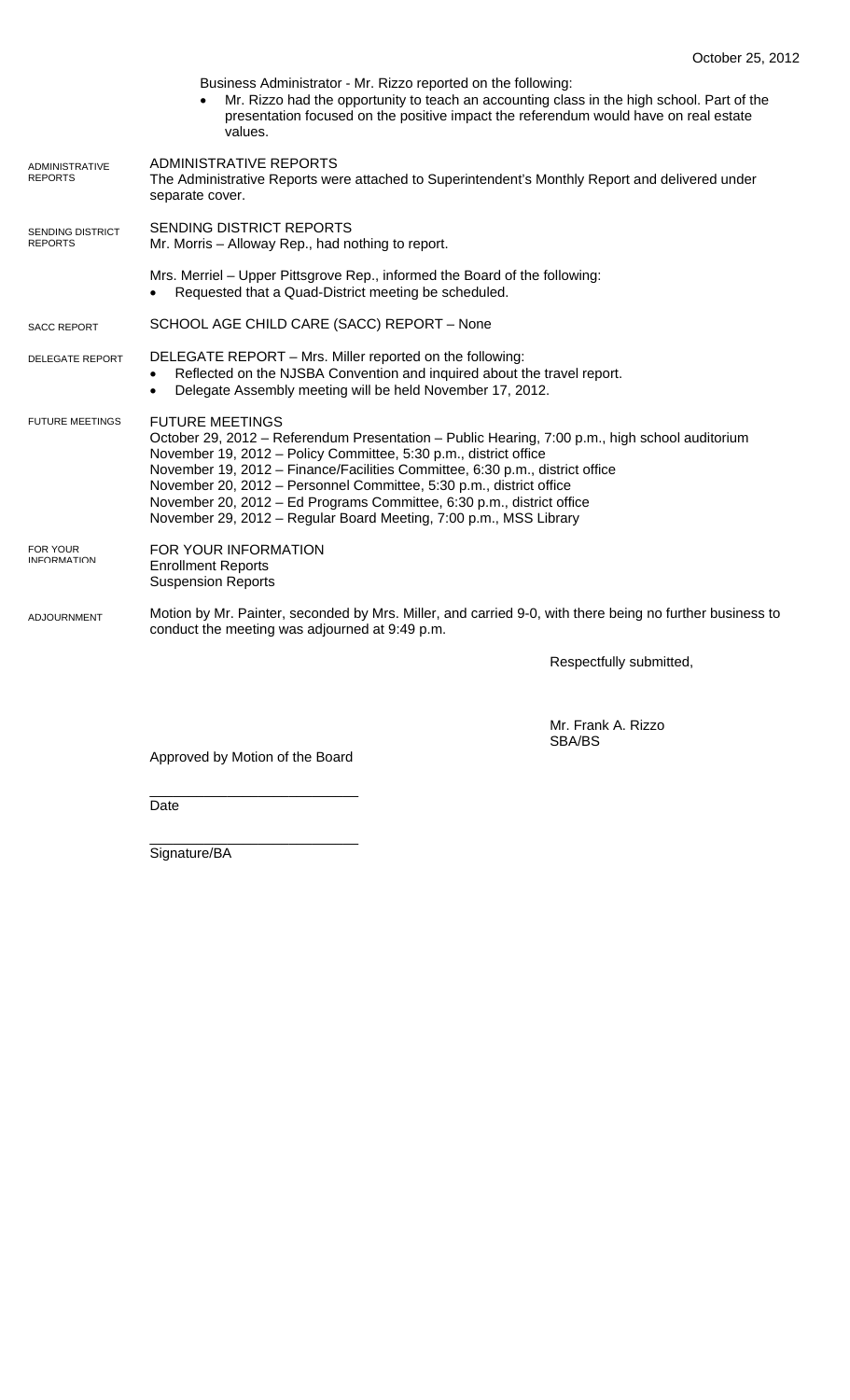October 25, 2012

Business Administrator - Mr. Rizzo reported on the following:

- Mr. Rizzo had the opportunity to teach an accounting class in the high school. Part of the presentation focused on the positive impact the referendum would have on real estate values.

ADMINISTRATIVE REPORTS

## ADMINISTRATIVE REPORTS

The Administrative Reports were attached to Superintendent's Monthly Report and delivered under separate cover.

SENDING DISTRICT REPORTS

## SENDING DISTRICT REPORTS

Mr. Morris – Alloway Rep., had nothing to report.

Mrs. Merriel – Upper Pittsgrove Rep., informed the Board of the following:

- Requested that a Quad-District meeting be scheduled.

SACC REPORT

## SCHOOL AGE CHILD CARE (SACC) REPORT – None

DELEGATE REPORT

## DELEGATE REPORT – Mrs. Miller reported on the following:

- Reflected on the NJSBA Convention and inquired about the travel report.
- Delegate Assembly meeting will be held November 17, 2012.

FUTURE MEETINGS

## FUTURE MEETINGS

October 29, 2012 – Referendum Presentation – Public Hearing, 7:00 p.m., high school auditorium
November 19, 2012 – Policy Committee, 5:30 p.m., district office
November 19, 2012 – Finance/Facilities Committee, 6:30 p.m., district office
November 20, 2012 – Personnel Committee, 5:30 p.m., district office
November 20, 2012 – Ed Programs Committee, 6:30 p.m., district office
November 29, 2012 – Regular Board Meeting, 7:00 p.m., MSS Library

FOR YOUR INFORMATION

## FOR YOUR INFORMATION

Enrollment Reports
Suspension Reports

ADJOURNMENT

Motion by Mr. Painter, seconded by Mrs. Miller, and carried 9-0, with there being no further business to conduct the meeting was adjourned at 9:49 p.m.

Respectfully submitted,

Mr. Frank A. Rizzo
SBA/BS

Approved by Motion of the Board

______________________________
Date

______________________________
Signature/BA